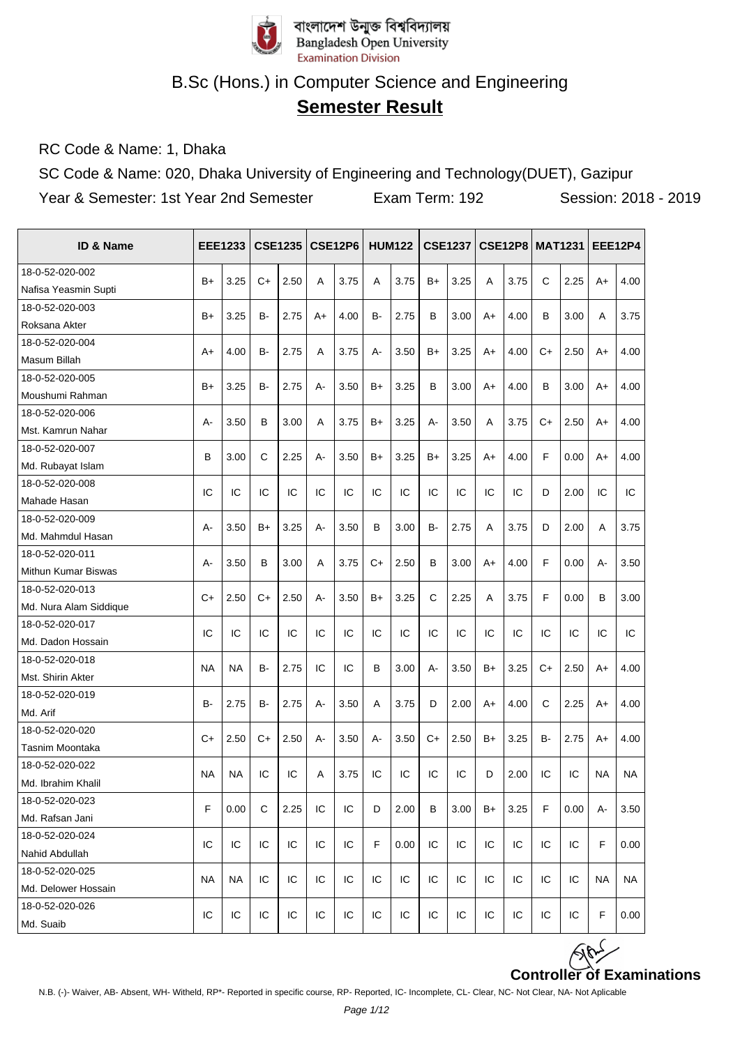বাংলাদেশ উন্মুক্ত বিশ্ববিদ্যালয়
Bangladesh Open University
Examination Division

# B.Sc (Hons.) in Computer Science and Engineering

## **Semester Result**

RC Code & Name: 1, Dhaka

SC Code & Name: 020, Dhaka University of Engineering and Technology(DUET), Gazipur

Year & Semester: 1st Year 2nd Semester Exam Term: 192 Session: 2018 - 2019

| ID & Name | EEE1233 | | CSE1235 | | CSE12P6 | | HUM122 | | CSE1237 | | CSE12P8 | | MAT1231 | | EEE12P4 | |
|---|---|---|---|---|---|---|---|---|---|---|---|---|---|---|---|---|
| 18-0-52-020-002 Nafisa Yeasmin Supti | B+ | 3.25 | C+ | 2.50 | A | 3.75 | A | 3.75 | B+ | 3.25 | A | 3.75 | C | 2.25 | A+ | 4.00 |
| 18-0-52-020-003 Roksana Akter | B+ | 3.25 | B- | 2.75 | A+ | 4.00 | B- | 2.75 | B | 3.00 | A+ | 4.00 | B | 3.00 | A | 3.75 |
| 18-0-52-020-004 Masum Billah | A+ | 4.00 | B- | 2.75 | A | 3.75 | A- | 3.50 | B+ | 3.25 | A+ | 4.00 | C+ | 2.50 | A+ | 4.00 |
| 18-0-52-020-005 Moushumi Rahman | B+ | 3.25 | B- | 2.75 | A- | 3.50 | B+ | 3.25 | B | 3.00 | A+ | 4.00 | B | 3.00 | A+ | 4.00 |
| 18-0-52-020-006 Mst. Kamrun Nahar | A- | 3.50 | B | 3.00 | A | 3.75 | B+ | 3.25 | A- | 3.50 | A | 3.75 | C+ | 2.50 | A+ | 4.00 |
| 18-0-52-020-007 Md. Rubayat Islam | B | 3.00 | C | 2.25 | A- | 3.50 | B+ | 3.25 | B+ | 3.25 | A+ | 4.00 | F | 0.00 | A+ | 4.00 |
| 18-0-52-020-008 Mahade Hasan | IC | IC | IC | IC | IC | IC | IC | IC | IC | IC | IC | IC | D | 2.00 | IC | IC |
| 18-0-52-020-009 Md. Mahmdul Hasan | A- | 3.50 | B+ | 3.25 | A- | 3.50 | B | 3.00 | B- | 2.75 | A | 3.75 | D | 2.00 | A | 3.75 |
| 18-0-52-020-011 Mithun Kumar Biswas | A- | 3.50 | B | 3.00 | A | 3.75 | C+ | 2.50 | B | 3.00 | A+ | 4.00 | F | 0.00 | A- | 3.50 |
| 18-0-52-020-013 Md. Nura Alam Siddique | C+ | 2.50 | C+ | 2.50 | A- | 3.50 | B+ | 3.25 | C | 2.25 | A | 3.75 | F | 0.00 | B | 3.00 |
| 18-0-52-020-017 Md. Dadon Hossain | IC | IC | IC | IC | IC | IC | IC | IC | IC | IC | IC | IC | IC | IC | IC | IC |
| 18-0-52-020-018 Mst. Shirin Akter | NA | NA | B- | 2.75 | IC | IC | B | 3.00 | A- | 3.50 | B+ | 3.25 | C+ | 2.50 | A+ | 4.00 |
| 18-0-52-020-019 Md. Arif | B- | 2.75 | B- | 2.75 | A- | 3.50 | A | 3.75 | D | 2.00 | A+ | 4.00 | C | 2.25 | A+ | 4.00 |
| 18-0-52-020-020 Tasnim Moontaka | C+ | 2.50 | C+ | 2.50 | A- | 3.50 | A- | 3.50 | C+ | 2.50 | B+ | 3.25 | B- | 2.75 | A+ | 4.00 |
| 18-0-52-020-022 Md. Ibrahim Khalil | NA | NA | IC | IC | A | 3.75 | IC | IC | IC | IC | D | 2.00 | IC | IC | NA | NA |
| 18-0-52-020-023 Md. Rafsan Jani | F | 0.00 | C | 2.25 | IC | IC | D | 2.00 | B | 3.00 | B+ | 3.25 | F | 0.00 | A- | 3.50 |
| 18-0-52-020-024 Nahid Abdullah | IC | IC | IC | IC | IC | IC | F | 0.00 | IC | IC | IC | IC | IC | IC | F | 0.00 |
| 18-0-52-020-025 Md. Delower Hossain | NA | NA | IC | IC | IC | IC | IC | IC | IC | IC | IC | IC | IC | IC | NA | NA |
| 18-0-52-020-026 Md. Suaib | IC | IC | IC | IC | IC | IC | IC | IC | IC | IC | IC | IC | IC | IC | F | 0.00 |

**Controller of Examinations**

N.B. (-)- Waiver, AB- Absent, WH- Witheld, RP*- Reported in specific course, RP- Reported, IC- Incomplete, CL- Clear, NC- Not Clear, NA- Not Aplicable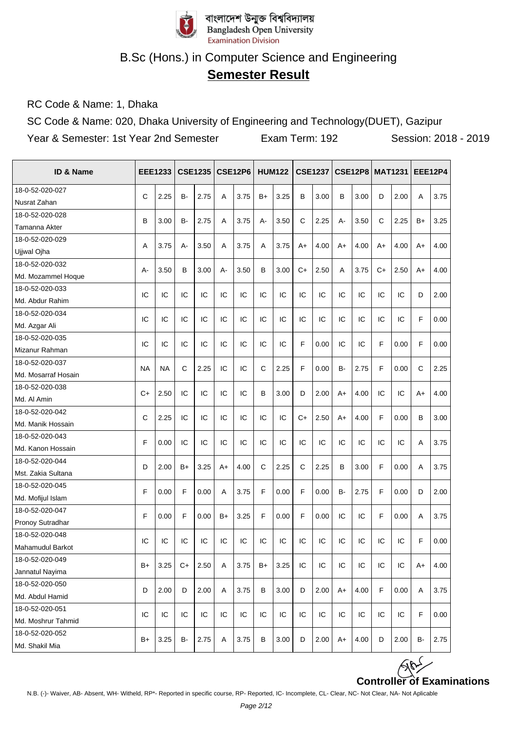বাংলাদেশ উন্মুক্ত বিশ্ববিদ্যালয়
Bangladesh Open University
Examination Division

# B.Sc (Hons.) in Computer Science and Engineering

## Semester Result

RC Code & Name: 1, Dhaka

SC Code & Name: 020, Dhaka University of Engineering and Technology(DUET), Gazipur

Year & Semester: 1st Year 2nd Semester    Exam Term: 192    Session: 2018 - 2019

| ID & Name | EEE1233 | | CSE1235 | | CSE12P6 | | HUM122 | | CSE1237 | | CSE12P8 | | MAT1231 | | EEE12P4 | |
|---|---|---|---|---|---|---|---|---|---|---|---|---|---|---|---|---|
| 18-0-52-020-027 Nusrat Zahan | C | 2.25 | B- | 2.75 | A | 3.75 | B+ | 3.25 | B | 3.00 | B | 3.00 | D | 2.00 | A | 3.75 |
| 18-0-52-020-028 Tamanna Akter | B | 3.00 | B- | 2.75 | A | 3.75 | A- | 3.50 | C | 2.25 | A- | 3.50 | C | 2.25 | B+ | 3.25 |
| 18-0-52-020-029 Ujjwal Ojha | A | 3.75 | A- | 3.50 | A | 3.75 | A | 3.75 | A+ | 4.00 | A+ | 4.00 | A+ | 4.00 | A+ | 4.00 |
| 18-0-52-020-032 Md. Mozammel Hoque | A- | 3.50 | B | 3.00 | A- | 3.50 | B | 3.00 | C+ | 2.50 | A | 3.75 | C+ | 2.50 | A+ | 4.00 |
| 18-0-52-020-033 Md. Abdur Rahim | IC | IC | IC | IC | IC | IC | IC | IC | IC | IC | IC | IC | IC | IC | D | 2.00 |
| 18-0-52-020-034 Md. Azgar Ali | IC | IC | IC | IC | IC | IC | IC | IC | IC | IC | IC | IC | IC | IC | F | 0.00 |
| 18-0-52-020-035 Mizanur Rahman | IC | IC | IC | IC | IC | IC | IC | IC | F | 0.00 | IC | IC | F | 0.00 | F | 0.00 |
| 18-0-52-020-037 Md. Mosarraf Hosain | NA | NA | C | 2.25 | IC | IC | C | 2.25 | F | 0.00 | B- | 2.75 | F | 0.00 | C | 2.25 |
| 18-0-52-020-038 Md. Al Amin | C+ | 2.50 | IC | IC | IC | IC | B | 3.00 | D | 2.00 | A+ | 4.00 | IC | IC | A+ | 4.00 |
| 18-0-52-020-042 Md. Manik Hossain | C | 2.25 | IC | IC | IC | IC | IC | IC | C+ | 2.50 | A+ | 4.00 | F | 0.00 | B | 3.00 |
| 18-0-52-020-043 Md. Kanon Hossain | F | 0.00 | IC | IC | IC | IC | IC | IC | IC | IC | IC | IC | IC | IC | A | 3.75 |
| 18-0-52-020-044 Mst. Zakia Sultana | D | 2.00 | B+ | 3.25 | A+ | 4.00 | C | 2.25 | C | 2.25 | B | 3.00 | F | 0.00 | A | 3.75 |
| 18-0-52-020-045 Md. Mofijul Islam | F | 0.00 | F | 0.00 | A | 3.75 | F | 0.00 | F | 0.00 | B- | 2.75 | F | 0.00 | D | 2.00 |
| 18-0-52-020-047 Pronoy Sutradhar | F | 0.00 | F | 0.00 | B+ | 3.25 | F | 0.00 | F | 0.00 | IC | IC | F | 0.00 | A | 3.75 |
| 18-0-52-020-048 Mahamudul Barkot | IC | IC | IC | IC | IC | IC | IC | IC | IC | IC | IC | IC | IC | IC | F | 0.00 |
| 18-0-52-020-049 Jannatul Nayima | B+ | 3.25 | C+ | 2.50 | A | 3.75 | B+ | 3.25 | IC | IC | IC | IC | IC | IC | A+ | 4.00 |
| 18-0-52-020-050 Md. Abdul Hamid | D | 2.00 | D | 2.00 | A | 3.75 | B | 3.00 | D | 2.00 | A+ | 4.00 | F | 0.00 | A | 3.75 |
| 18-0-52-020-051 Md. Moshrur Tahmid | IC | IC | IC | IC | IC | IC | IC | IC | IC | IC | IC | IC | IC | IC | F | 0.00 |
| 18-0-52-020-052 Md. Shakil Mia | B+ | 3.25 | B- | 2.75 | A | 3.75 | B | 3.00 | D | 2.00 | A+ | 4.00 | D | 2.00 | B- | 2.75 |

**Controller of Examinations**

N.B. (-)- Waiver, AB- Absent, WH- Witheld, RP*- Reported in specific course, RP- Reported, IC- Incomplete, CL- Clear, NC- Not Clear, NA- Not Aplicable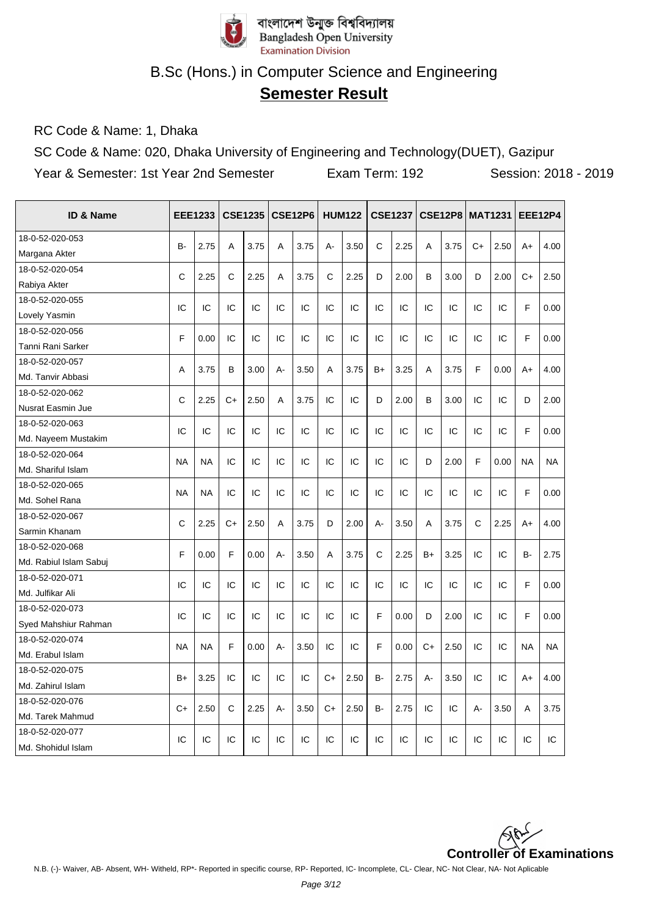বাংলাদেশ উন্মুক্ত বিশ্ববিদ্যালয়
Bangladesh Open University
Examination Division

# B.Sc (Hons.) in Computer Science and Engineering

## Semester Result

RC Code & Name: 1, Dhaka

SC Code & Name: 020, Dhaka University of Engineering and Technology(DUET), Gazipur

Year & Semester: 1st Year 2nd Semester　　Exam Term: 192　　Session: 2018 - 2019

| ID & Name | EEE1233 | | CSE1235 | | CSE12P6 | | HUM122 | | CSE1237 | | CSE12P8 | | MAT1231 | | EEE12P4 | |
|---|---|---|---|---|---|---|---|---|---|---|---|---|---|---|---|---|
| 18-0-52-020-053 Margana Akter | B- | 2.75 | A | 3.75 | A | 3.75 | A- | 3.50 | C | 2.25 | A | 3.75 | C+ | 2.50 | A+ | 4.00 |
| 18-0-52-020-054 Rabiya Akter | C | 2.25 | C | 2.25 | A | 3.75 | C | 2.25 | D | 2.00 | B | 3.00 | D | 2.00 | C+ | 2.50 |
| 18-0-52-020-055 Lovely Yasmin | IC | IC | IC | IC | IC | IC | IC | IC | IC | IC | IC | IC | IC | IC | F | 0.00 |
| 18-0-52-020-056 Tanni Rani Sarker | F | 0.00 | IC | IC | IC | IC | IC | IC | IC | IC | IC | IC | IC | IC | F | 0.00 |
| 18-0-52-020-057 Md. Tanvir Abbasi | A | 3.75 | B | 3.00 | A- | 3.50 | A | 3.75 | B+ | 3.25 | A | 3.75 | F | 0.00 | A+ | 4.00 |
| 18-0-52-020-062 Nusrat Easmin Jue | C | 2.25 | C+ | 2.50 | A | 3.75 | IC | IC | D | 2.00 | B | 3.00 | IC | IC | D | 2.00 |
| 18-0-52-020-063 Md. Nayeem Mustakim | IC | IC | IC | IC | IC | IC | IC | IC | IC | IC | IC | IC | IC | IC | F | 0.00 |
| 18-0-52-020-064 Md. Shariful Islam | NA | NA | IC | IC | IC | IC | IC | IC | IC | IC | D | 2.00 | F | 0.00 | NA | NA |
| 18-0-52-020-065 Md. Sohel Rana | NA | NA | IC | IC | IC | IC | IC | IC | IC | IC | IC | IC | IC | IC | F | 0.00 |
| 18-0-52-020-067 Sarmin Khanam | C | 2.25 | C+ | 2.50 | A | 3.75 | D | 2.00 | A- | 3.50 | A | 3.75 | C | 2.25 | A+ | 4.00 |
| 18-0-52-020-068 Md. Rabiul Islam Sabuj | F | 0.00 | F | 0.00 | A- | 3.50 | A | 3.75 | C | 2.25 | B+ | 3.25 | IC | IC | B- | 2.75 |
| 18-0-52-020-071 Md. Julfikar Ali | IC | IC | IC | IC | IC | IC | IC | IC | IC | IC | IC | IC | IC | IC | F | 0.00 |
| 18-0-52-020-073 Syed Mahshiur Rahman | IC | IC | IC | IC | IC | IC | IC | IC | F | 0.00 | D | 2.00 | IC | IC | F | 0.00 |
| 18-0-52-020-074 Md. Erabul Islam | NA | NA | F | 0.00 | A- | 3.50 | IC | IC | F | 0.00 | C+ | 2.50 | IC | IC | NA | NA |
| 18-0-52-020-075 Md. Zahirul Islam | B+ | 3.25 | IC | IC | IC | IC | C+ | 2.50 | B- | 2.75 | A- | 3.50 | IC | IC | A+ | 4.00 |
| 18-0-52-020-076 Md. Tarek Mahmud | C+ | 2.50 | C | 2.25 | A- | 3.50 | C+ | 2.50 | B- | 2.75 | IC | IC | A- | 3.50 | A | 3.75 |
| 18-0-52-020-077 Md. Shohidul Islam | IC | IC | IC | IC | IC | IC | IC | IC | IC | IC | IC | IC | IC | IC | IC | IC |

**Controller of Examinations**

N.B. (-)- Waiver, AB- Absent, WH- Witheld, RP*- Reported in specific course, RP- Reported, IC- Incomplete, CL- Clear, NC- Not Clear, NA- Not Aplicable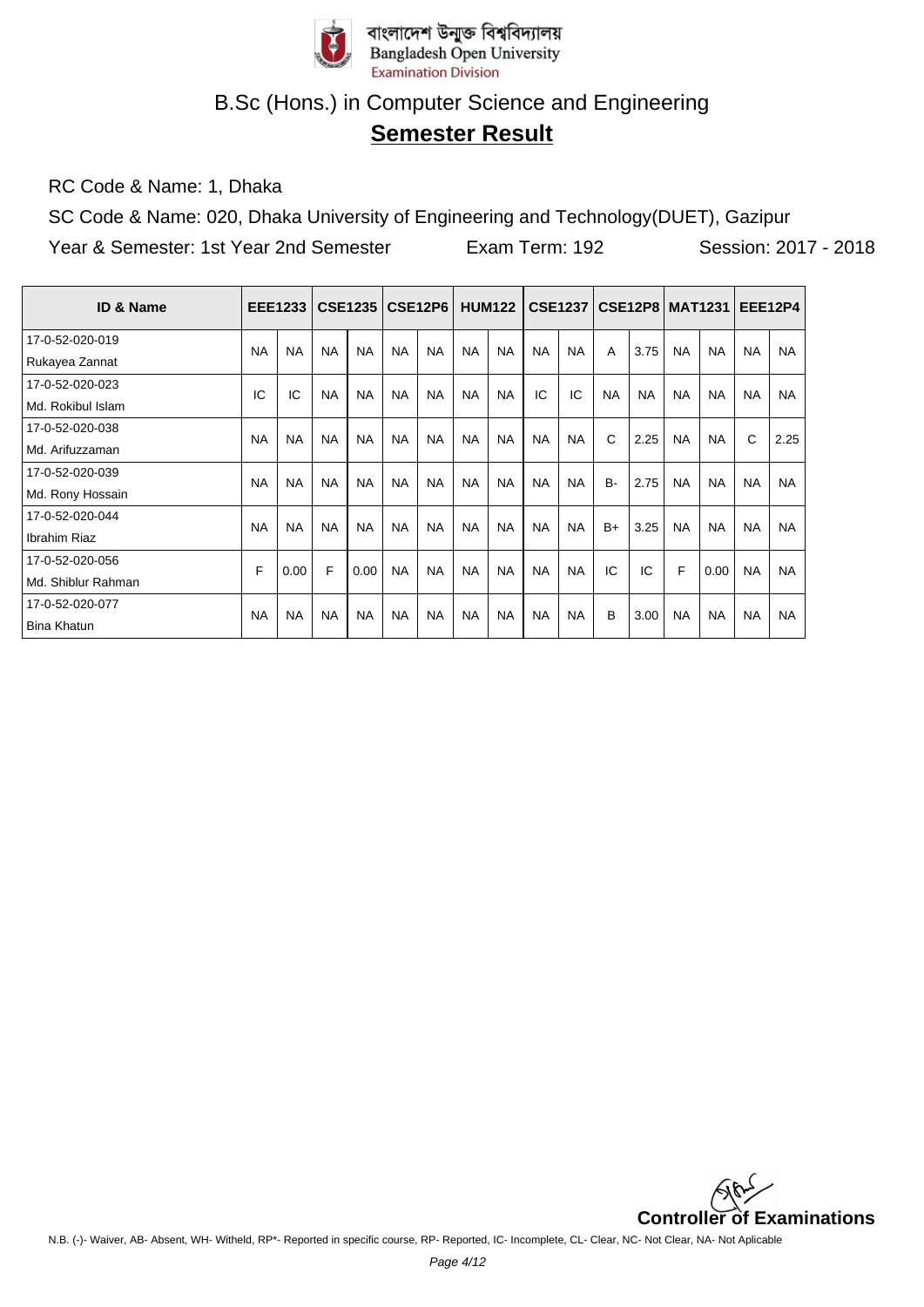বাংলাদেশ উন্মুক্ত বিশ্ববিদ্যালয়
Bangladesh Open University
Examination Division

# B.Sc (Hons.) in Computer Science and Engineering

## Semester Result

RC Code & Name: 1, Dhaka

SC Code & Name: 020, Dhaka University of Engineering and Technology(DUET), Gazipur

Year & Semester: 1st Year 2nd Semester Exam Term: 192 Session: 2017 - 2018

| ID & Name | EEE1233 | | CSE1235 | | CSE12P6 | | HUM122 | | CSE1237 | | CSE12P8 | | MAT1231 | | EEE12P4 | |
|---|---|---|---|---|---|---|---|---|---|---|---|---|---|---|---|---|
| 17-0-52-020-019 Rukayea Zannat | NA | NA | NA | NA | NA | NA | NA | NA | NA | NA | A | 3.75 | NA | NA | NA | NA |
| 17-0-52-020-023 Md. Rokibul Islam | IC | IC | NA | NA | NA | NA | NA | NA | IC | IC | NA | NA | NA | NA | NA | NA |
| 17-0-52-020-038 Md. Arifuzzaman | NA | NA | NA | NA | NA | NA | NA | NA | NA | NA | C | 2.25 | NA | NA | C | 2.25 |
| 17-0-52-020-039 Md. Rony Hossain | NA | NA | NA | NA | NA | NA | NA | NA | NA | NA | B- | 2.75 | NA | NA | NA | NA |
| 17-0-52-020-044 Ibrahim Riaz | NA | NA | NA | NA | NA | NA | NA | NA | NA | NA | B+ | 3.25 | NA | NA | NA | NA |
| 17-0-52-020-056 Md. Shiblur Rahman | F | 0.00 | F | 0.00 | NA | NA | NA | NA | NA | NA | IC | IC | F | 0.00 | NA | NA |
| 17-0-52-020-077 Bina Khatun | NA | NA | NA | NA | NA | NA | NA | NA | NA | NA | B | 3.00 | NA | NA | NA | NA |

**Controller of Examinations**

N.B. (-)- Waiver, AB- Absent, WH- Witheld, RP*- Reported in specific course, RP- Reported, IC- Incomplete, CL- Clear, NC- Not Clear, NA- Not Aplicable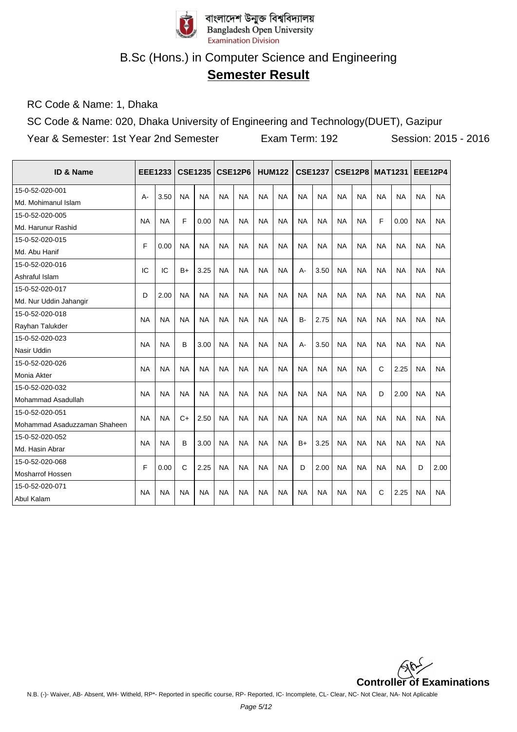বাংলাদেশ উন্মুক্ত বিশ্ববিদ্যালয়
Bangladesh Open University
Examination Division

# B.Sc (Hons.) in Computer Science and Engineering

## Semester Result

RC Code & Name: 1, Dhaka

SC Code & Name: 020, Dhaka University of Engineering and Technology(DUET), Gazipur

Year & Semester: 1st Year 2nd Semester    Exam Term: 192    Session: 2015 - 2016

| ID & Name | EEE1233 | | CSE1235 | | CSE12P6 | | HUM122 | | CSE1237 | | CSE12P8 | | MAT1231 | | EEE12P4 | |
|---|---|---|---|---|---|---|---|---|---|---|---|---|---|---|---|---|
| 15-0-52-020-001 Md. Mohimanul Islam | A- | 3.50 | NA | NA | NA | NA | NA | NA | NA | NA | NA | NA | NA | NA | NA | NA |
| 15-0-52-020-005 Md. Harunur Rashid | NA | NA | F | 0.00 | NA | NA | NA | NA | NA | NA | NA | NA | F | 0.00 | NA | NA |
| 15-0-52-020-015 Md. Abu Hanif | F | 0.00 | NA | NA | NA | NA | NA | NA | NA | NA | NA | NA | NA | NA | NA | NA |
| 15-0-52-020-016 Ashraful Islam | IC | IC | B+ | 3.25 | NA | NA | NA | NA | A- | 3.50 | NA | NA | NA | NA | NA | NA |
| 15-0-52-020-017 Md. Nur Uddin Jahangir | D | 2.00 | NA | NA | NA | NA | NA | NA | NA | NA | NA | NA | NA | NA | NA | NA |
| 15-0-52-020-018 Rayhan Talukder | NA | NA | NA | NA | NA | NA | NA | NA | B- | 2.75 | NA | NA | NA | NA | NA | NA |
| 15-0-52-020-023 Nasir Uddin | NA | NA | B | 3.00 | NA | NA | NA | NA | A- | 3.50 | NA | NA | NA | NA | NA | NA |
| 15-0-52-020-026 Monia Akter | NA | NA | NA | NA | NA | NA | NA | NA | NA | NA | NA | NA | C | 2.25 | NA | NA |
| 15-0-52-020-032 Mohammad Asadullah | NA | NA | NA | NA | NA | NA | NA | NA | NA | NA | NA | NA | D | 2.00 | NA | NA |
| 15-0-52-020-051 Mohammad Asaduzzaman Shaheen | NA | NA | C+ | 2.50 | NA | NA | NA | NA | NA | NA | NA | NA | NA | NA | NA | NA |
| 15-0-52-020-052 Md. Hasin Abrar | NA | NA | B | 3.00 | NA | NA | NA | NA | B+ | 3.25 | NA | NA | NA | NA | NA | NA |
| 15-0-52-020-068 Mosharrof Hossen | F | 0.00 | C | 2.25 | NA | NA | NA | NA | D | 2.00 | NA | NA | NA | NA | D | 2.00 |
| 15-0-52-020-071 Abul Kalam | NA | NA | NA | NA | NA | NA | NA | NA | NA | NA | NA | NA | C | 2.25 | NA | NA |

**Controller of Examinations**

N.B. (-)- Waiver, AB- Absent, WH- Witheld, RP*- Reported in specific course, RP- Reported, IC- Incomplete, CL- Clear, NC- Not Clear, NA- Not Aplicable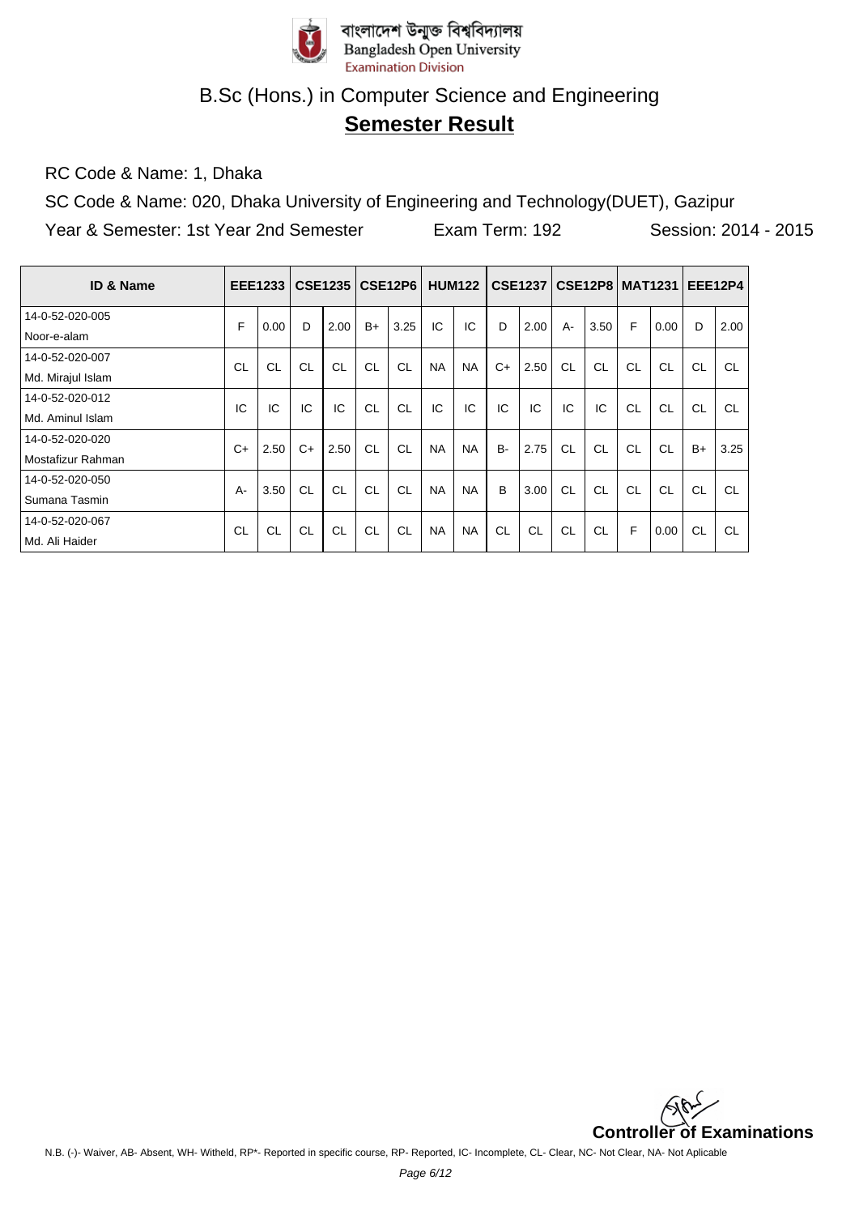বাংলাদেশ উন্মুক্ত বিশ্ববিদ্যালয়
Bangladesh Open University
Examination Division

# B.Sc (Hons.) in Computer Science and Engineering

## Semester Result

RC Code & Name: 1, Dhaka

SC Code & Name: 020, Dhaka University of Engineering and Technology(DUET), Gazipur

Year & Semester: 1st Year 2nd Semester    Exam Term: 192    Session: 2014 - 2015

| ID & Name | EEE1233 | | CSE1235 | | CSE12P6 | | HUM122 | | CSE1237 | | CSE12P8 | | MAT1231 | | EEE12P4 | |
|---|---|---|---|---|---|---|---|---|---|---|---|---|---|---|---|---|
| 14-0-52-020-005 Noor-e-alam | F | 0.00 | D | 2.00 | B+ | 3.25 | IC | IC | D | 2.00 | A- | 3.50 | F | 0.00 | D | 2.00 |
| 14-0-52-020-007 Md. Mirajul Islam | CL | CL | CL | CL | CL | CL | NA | NA | C+ | 2.50 | CL | CL | CL | CL | CL | CL |
| 14-0-52-020-012 Md. Aminul Islam | IC | IC | IC | IC | CL | CL | IC | IC | IC | IC | IC | IC | CL | CL | CL | CL |
| 14-0-52-020-020 Mostafizur Rahman | C+ | 2.50 | C+ | 2.50 | CL | CL | NA | NA | B- | 2.75 | CL | CL | CL | CL | B+ | 3.25 |
| 14-0-52-020-050 Sumana Tasmin | A- | 3.50 | CL | CL | CL | CL | NA | NA | B | 3.00 | CL | CL | CL | CL | CL | CL |
| 14-0-52-020-067 Md. Ali Haider | CL | CL | CL | CL | CL | CL | NA | NA | CL | CL | CL | CL | F | 0.00 | CL | CL |

**Controller of Examinations**

N.B. (-)- Waiver, AB- Absent, WH- Witheld, RP*- Reported in specific course, RP- Reported, IC- Incomplete, CL- Clear, NC- Not Clear, NA- Not Aplicable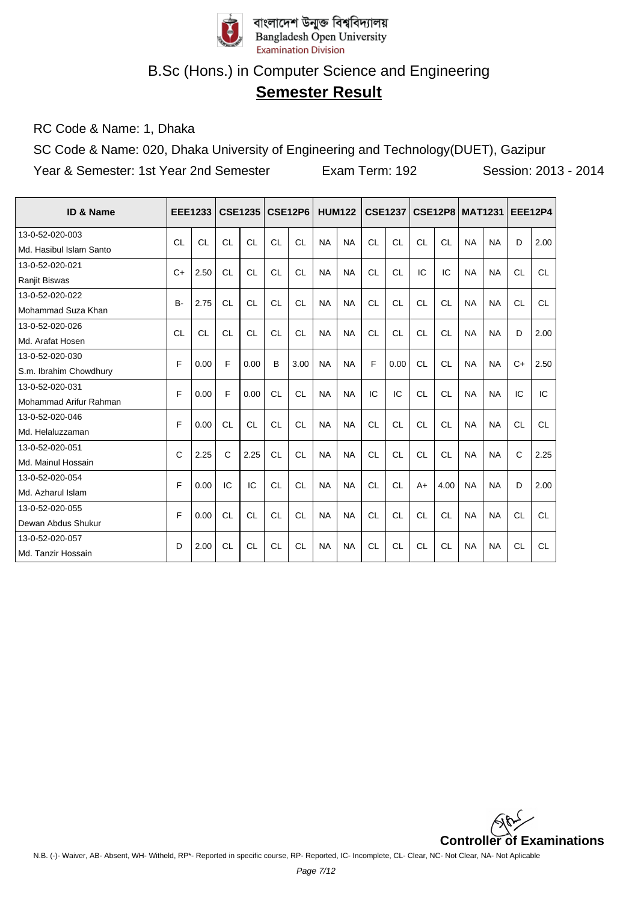বাংলাদেশ উন্মুক্ত বিশ্ববিদ্যালয়
Bangladesh Open University
Examination Division

## B.Sc (Hons.) in Computer Science and Engineering

## **Semester Result**

RC Code & Name: 1, Dhaka

SC Code & Name: 020, Dhaka University of Engineering and Technology(DUET), Gazipur

Year & Semester: 1st Year 2nd Semester    Exam Term: 192    Session: 2013 - 2014

| ID & Name | EEE1233 | | CSE1235 | | CSE12P6 | | HUM122 | | CSE1237 | | CSE12P8 | | MAT1231 | | EEE12P4 | |
|---|---|---|---|---|---|---|---|---|---|---|---|---|---|---|---|---|
| 13-0-52-020-003 Md. Hasibul Islam Santo | CL | CL | CL | CL | CL | CL | NA | NA | CL | CL | CL | CL | NA | NA | D | 2.00 |
| 13-0-52-020-021 Ranjit Biswas | C+ | 2.50 | CL | CL | CL | CL | NA | NA | CL | CL | IC | IC | NA | NA | CL | CL |
| 13-0-52-020-022 Mohammad Suza Khan | B- | 2.75 | CL | CL | CL | CL | NA | NA | CL | CL | CL | CL | NA | NA | CL | CL |
| 13-0-52-020-026 Md. Arafat Hosen | CL | CL | CL | CL | CL | CL | NA | NA | CL | CL | CL | CL | NA | NA | D | 2.00 |
| 13-0-52-020-030 S.m. Ibrahim Chowdhury | F | 0.00 | F | 0.00 | B | 3.00 | NA | NA | F | 0.00 | CL | CL | NA | NA | C+ | 2.50 |
| 13-0-52-020-031 Mohammad Arifur Rahman | F | 0.00 | F | 0.00 | CL | CL | NA | NA | IC | IC | CL | CL | NA | NA | IC | IC |
| 13-0-52-020-046 Md. Helaluzzaman | F | 0.00 | CL | CL | CL | CL | NA | NA | CL | CL | CL | CL | NA | NA | CL | CL |
| 13-0-52-020-051 Md. Mainul Hossain | C | 2.25 | C | 2.25 | CL | CL | NA | NA | CL | CL | CL | CL | NA | NA | C | 2.25 |
| 13-0-52-020-054 Md. Azharul Islam | F | 0.00 | IC | IC | CL | CL | NA | NA | CL | CL | A+ | 4.00 | NA | NA | D | 2.00 |
| 13-0-52-020-055 Dewan Abdus Shukur | F | 0.00 | CL | CL | CL | CL | NA | NA | CL | CL | CL | CL | NA | NA | CL | CL |
| 13-0-52-020-057 Md. Tanzir Hossain | D | 2.00 | CL | CL | CL | CL | NA | NA | CL | CL | CL | CL | NA | NA | CL | CL |

**Controller of Examinations**

N.B. (-)- Waiver, AB- Absent, WH- Witheld, RP*- Reported in specific course, RP- Reported, IC- Incomplete, CL- Clear, NC- Not Clear, NA- Not Aplicable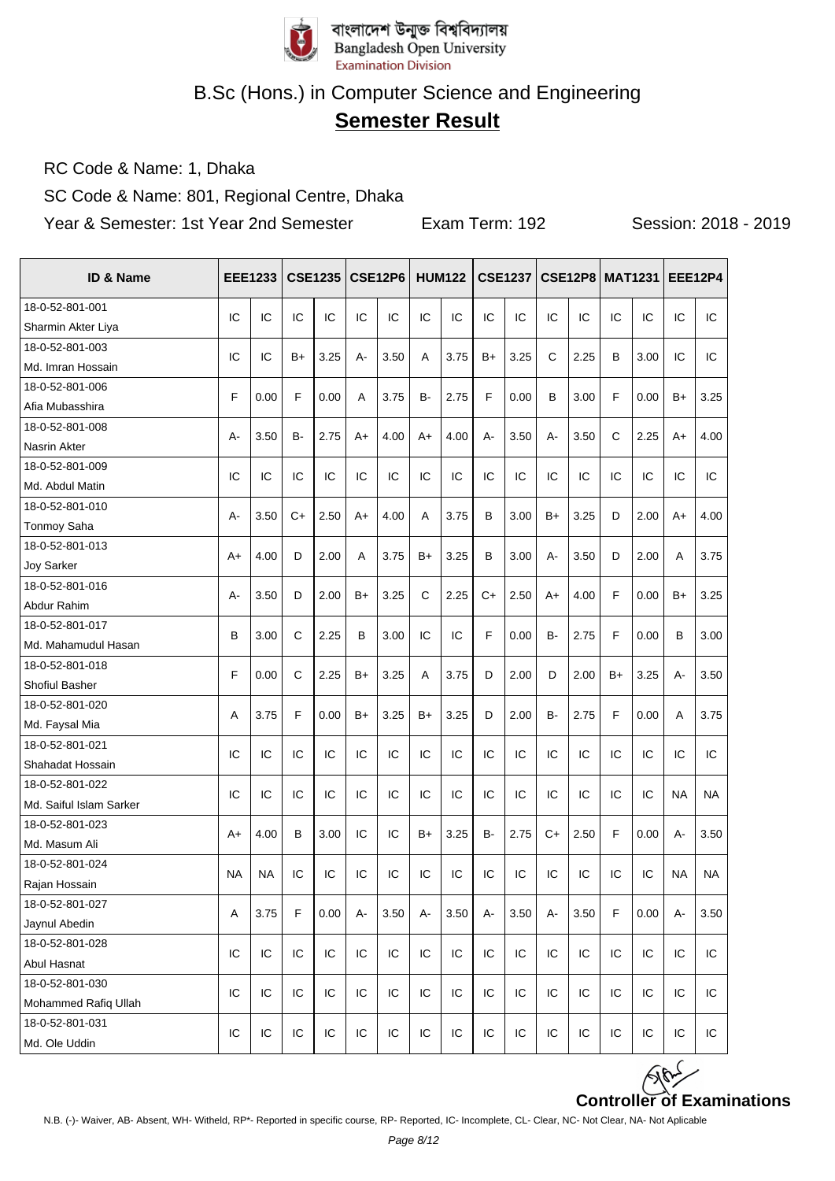বাংলাদেশ উন্মুক্ত বিশ্ববিদ্যালয়
Bangladesh Open University
Examination Division

# B.Sc (Hons.) in Computer Science and Engineering

## Semester Result

RC Code & Name: 1, Dhaka

SC Code & Name: 801, Regional Centre, Dhaka

Year & Semester: 1st Year 2nd Semester    Exam Term: 192    Session: 2018 - 2019

| ID & Name | EEE1233 | | CSE1235 | | CSE12P6 | | HUM122 | | CSE1237 | | CSE12P8 | | MAT1231 | | EEE12P4 | |
|---|---|---|---|---|---|---|---|---|---|---|---|---|---|---|---|---|
| 18-0-52-801-001 Sharmin Akter Liya | IC | IC | IC | IC | IC | IC | IC | IC | IC | IC | IC | IC | IC | IC | IC | IC |
| 18-0-52-801-003 Md. Imran Hossain | IC | IC | B+ | 3.25 | A- | 3.50 | A | 3.75 | B+ | 3.25 | C | 2.25 | B | 3.00 | IC | IC |
| 18-0-52-801-006 Afia Mubasshira | F | 0.00 | F | 0.00 | A | 3.75 | B- | 2.75 | F | 0.00 | B | 3.00 | F | 0.00 | B+ | 3.25 |
| 18-0-52-801-008 Nasrin Akter | A- | 3.50 | B- | 2.75 | A+ | 4.00 | A+ | 4.00 | A- | 3.50 | A- | 3.50 | C | 2.25 | A+ | 4.00 |
| 18-0-52-801-009 Md. Abdul Matin | IC | IC | IC | IC | IC | IC | IC | IC | IC | IC | IC | IC | IC | IC | IC | IC |
| 18-0-52-801-010 Tonmoy Saha | A- | 3.50 | C+ | 2.50 | A+ | 4.00 | A | 3.75 | B | 3.00 | B+ | 3.25 | D | 2.00 | A+ | 4.00 |
| 18-0-52-801-013 Joy Sarker | A+ | 4.00 | D | 2.00 | A | 3.75 | B+ | 3.25 | B | 3.00 | A- | 3.50 | D | 2.00 | A | 3.75 |
| 18-0-52-801-016 Abdur Rahim | A- | 3.50 | D | 2.00 | B+ | 3.25 | C | 2.25 | C+ | 2.50 | A+ | 4.00 | F | 0.00 | B+ | 3.25 |
| 18-0-52-801-017 Md. Mahamudul Hasan | B | 3.00 | C | 2.25 | B | 3.00 | IC | IC | F | 0.00 | B- | 2.75 | F | 0.00 | B | 3.00 |
| 18-0-52-801-018 Shofiul Basher | F | 0.00 | C | 2.25 | B+ | 3.25 | A | 3.75 | D | 2.00 | D | 2.00 | B+ | 3.25 | A- | 3.50 |
| 18-0-52-801-020 Md. Faysal Mia | A | 3.75 | F | 0.00 | B+ | 3.25 | B+ | 3.25 | D | 2.00 | B- | 2.75 | F | 0.00 | A | 3.75 |
| 18-0-52-801-021 Shahadat Hossain | IC | IC | IC | IC | IC | IC | IC | IC | IC | IC | IC | IC | IC | IC | IC | IC |
| 18-0-52-801-022 Md. Saiful Islam Sarker | IC | IC | IC | IC | IC | IC | IC | IC | IC | IC | IC | IC | IC | IC | NA | NA |
| 18-0-52-801-023 Md. Masum Ali | A+ | 4.00 | B | 3.00 | IC | IC | B+ | 3.25 | B- | 2.75 | C+ | 2.50 | F | 0.00 | A- | 3.50 |
| 18-0-52-801-024 Rajan Hossain | NA | NA | IC | IC | IC | IC | IC | IC | IC | IC | IC | IC | IC | IC | NA | NA |
| 18-0-52-801-027 Jaynul Abedin | A | 3.75 | F | 0.00 | A- | 3.50 | A- | 3.50 | A- | 3.50 | A- | 3.50 | F | 0.00 | A- | 3.50 |
| 18-0-52-801-028 Abul Hasnat | IC | IC | IC | IC | IC | IC | IC | IC | IC | IC | IC | IC | IC | IC | IC | IC |
| 18-0-52-801-030 Mohammed Rafiq Ullah | IC | IC | IC | IC | IC | IC | IC | IC | IC | IC | IC | IC | IC | IC | IC | IC |
| 18-0-52-801-031 Md. Ole Uddin | IC | IC | IC | IC | IC | IC | IC | IC | IC | IC | IC | IC | IC | IC | IC | IC |

**Controller of Examinations**

N.B. (-)- Waiver, AB- Absent, WH- Witheld, RP*- Reported in specific course, RP- Reported, IC- Incomplete, CL- Clear, NC- Not Clear, NA- Not Aplicable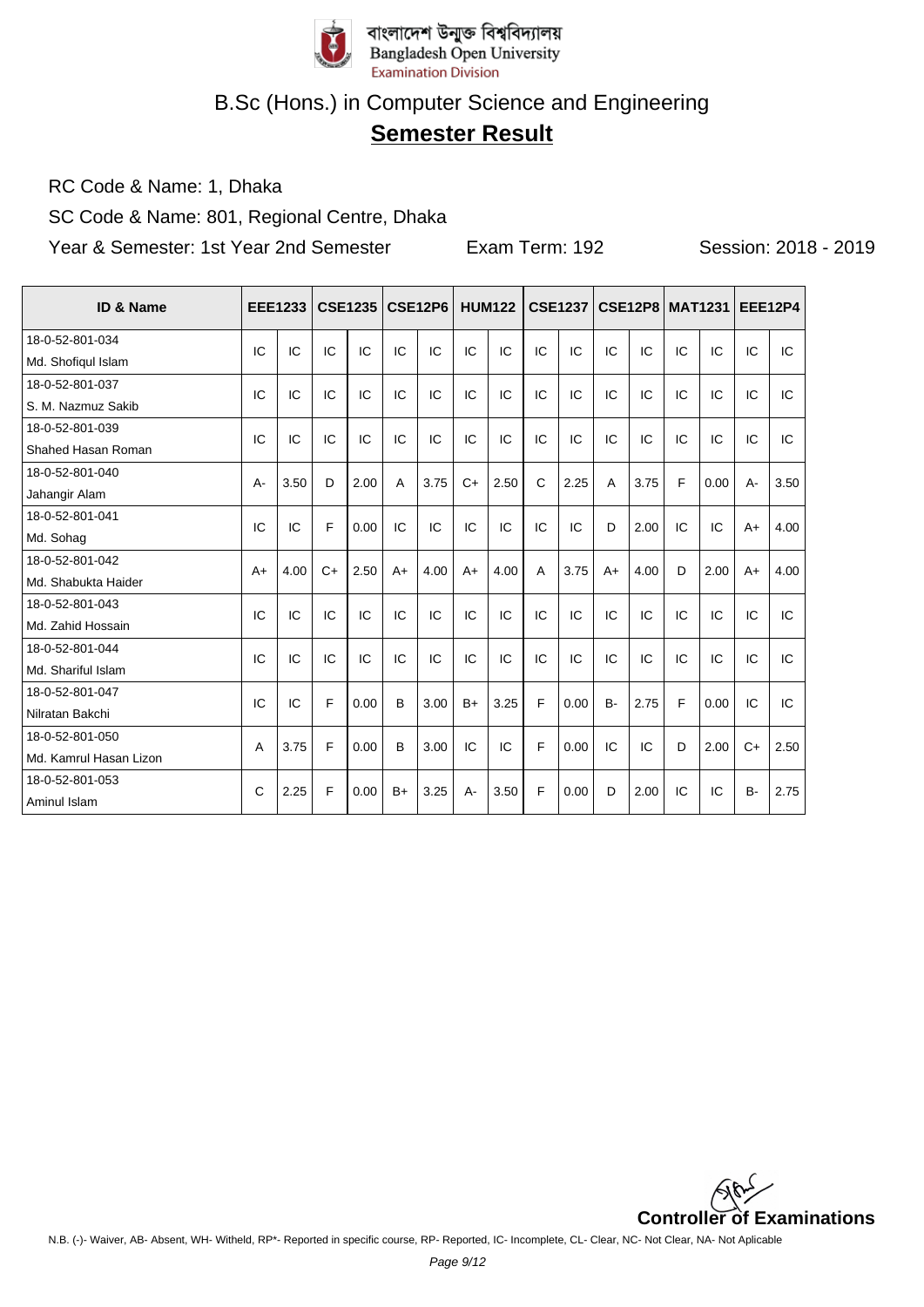বাংলাদেশ উন্মুক্ত বিশ্ববিদ্যালয়
Bangladesh Open University
Examination Division

# B.Sc (Hons.) in Computer Science and Engineering

## Semester Result

RC Code & Name: 1, Dhaka

SC Code & Name: 801, Regional Centre, Dhaka

Year & Semester: 1st Year 2nd Semester    Exam Term: 192    Session: 2018 - 2019

| ID & Name | EEE1233 | | CSE1235 | | CSE12P6 | | HUM122 | | CSE1237 | | CSE12P8 | | MAT1231 | | EEE12P4 | |
|---|---|---|---|---|---|---|---|---|---|---|---|---|---|---|---|---|
| 18-0-52-801-034 Md. Shofiqul Islam | IC | IC | IC | IC | IC | IC | IC | IC | IC | IC | IC | IC | IC | IC | IC | IC |
| 18-0-52-801-037 S. M. Nazmuz Sakib | IC | IC | IC | IC | IC | IC | IC | IC | IC | IC | IC | IC | IC | IC | IC | IC |
| 18-0-52-801-039 Shahed Hasan Roman | IC | IC | IC | IC | IC | IC | IC | IC | IC | IC | IC | IC | IC | IC | IC | IC |
| 18-0-52-801-040 Jahangir Alam | A- | 3.50 | D | 2.00 | A | 3.75 | C+ | 2.50 | C | 2.25 | A | 3.75 | F | 0.00 | A- | 3.50 |
| 18-0-52-801-041 Md. Sohag | IC | IC | F | 0.00 | IC | IC | IC | IC | IC | IC | D | 2.00 | IC | IC | A+ | 4.00 |
| 18-0-52-801-042 Md. Shabukta Haider | A+ | 4.00 | C+ | 2.50 | A+ | 4.00 | A+ | 4.00 | A | 3.75 | A+ | 4.00 | D | 2.00 | A+ | 4.00 |
| 18-0-52-801-043 Md. Zahid Hossain | IC | IC | IC | IC | IC | IC | IC | IC | IC | IC | IC | IC | IC | IC | IC | IC |
| 18-0-52-801-044 Md. Shariful Islam | IC | IC | IC | IC | IC | IC | IC | IC | IC | IC | IC | IC | IC | IC | IC | IC |
| 18-0-52-801-047 Nilratan Bakchi | IC | IC | F | 0.00 | B | 3.00 | B+ | 3.25 | F | 0.00 | B- | 2.75 | F | 0.00 | IC | IC |
| 18-0-52-801-050 Md. Kamrul Hasan Lizon | A | 3.75 | F | 0.00 | B | 3.00 | IC | IC | F | 0.00 | IC | IC | D | 2.00 | C+ | 2.50 |
| 18-0-52-801-053 Aminul Islam | C | 2.25 | F | 0.00 | B+ | 3.25 | A- | 3.50 | F | 0.00 | D | 2.00 | IC | IC | B- | 2.75 |

**Controller of Examinations**

N.B. (-)- Waiver, AB- Absent, WH- Witheld, RP*- Reported in specific course, RP- Reported, IC- Incomplete, CL- Clear, NC- Not Clear, NA- Not Aplicable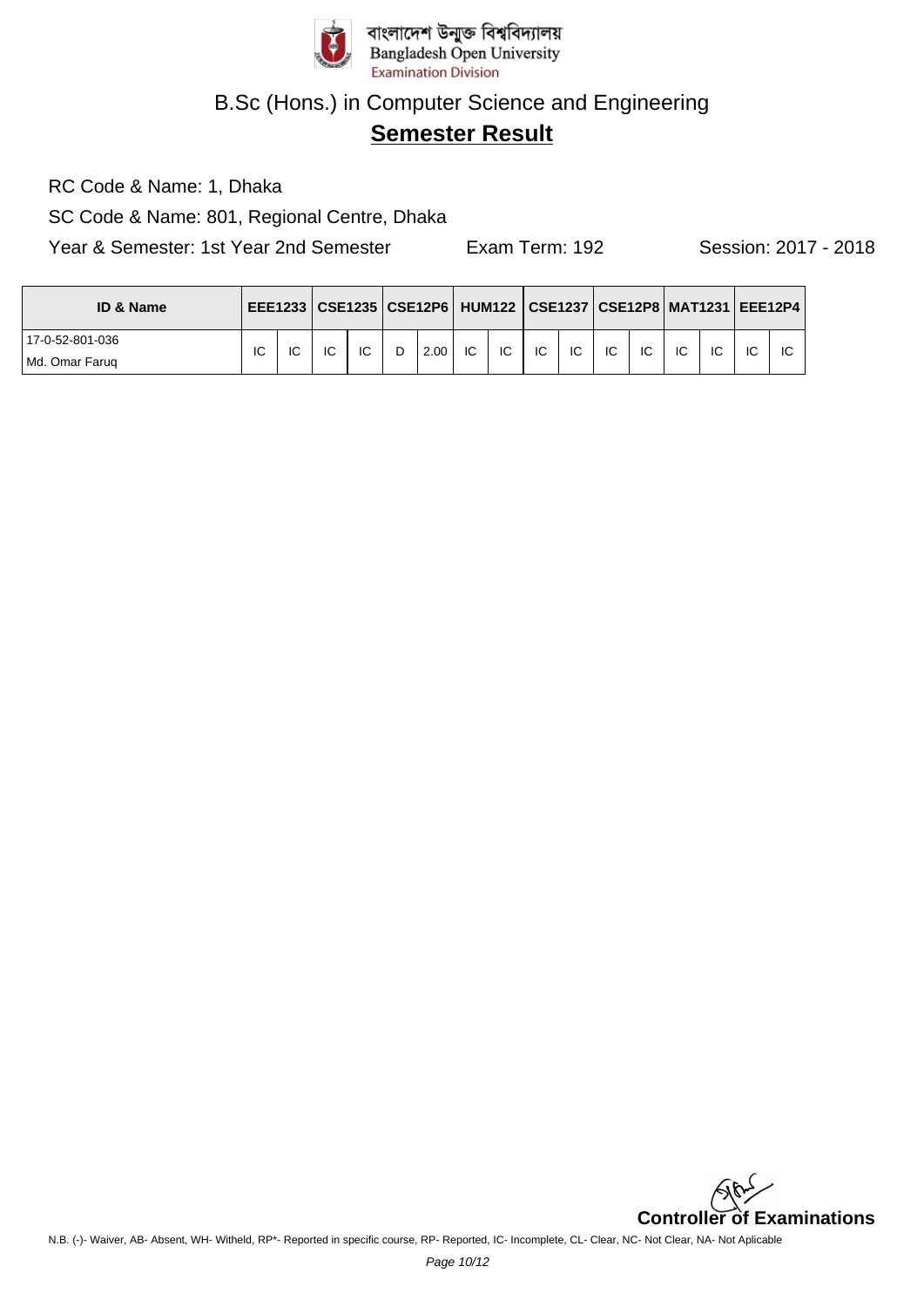বাংলাদেশ উন্মুক্ত বিশ্ববিদ্যালয়
Bangladesh Open University
Examination Division

# B.Sc (Hons.) in Computer Science and Engineering

## Semester Result

RC Code & Name: 1, Dhaka

SC Code & Name: 801, Regional Centre, Dhaka

Year & Semester: 1st Year 2nd Semester    Exam Term: 192    Session: 2017 - 2018

| ID & Name | EEE1233 | | CSE1235 | | CSE12P6 | | HUM122 | | CSE1237 | | CSE12P8 | | MAT1231 | | EEE12P4 | |
|---|---|---|---|---|---|---|---|---|---|---|---|---|---|---|---|---|
| 17-0-52-801-036 Md. Omar Faruq | IC | IC | IC | IC | D | 2.00 | IC | IC | IC | IC | IC | IC | IC | IC | IC | IC |

**Controller of Examinations**

N.B. (-)- Waiver, AB- Absent, WH- Witheld, RP*- Reported in specific course, RP- Reported, IC- Incomplete, CL- Clear, NC- Not Clear, NA- Not Aplicable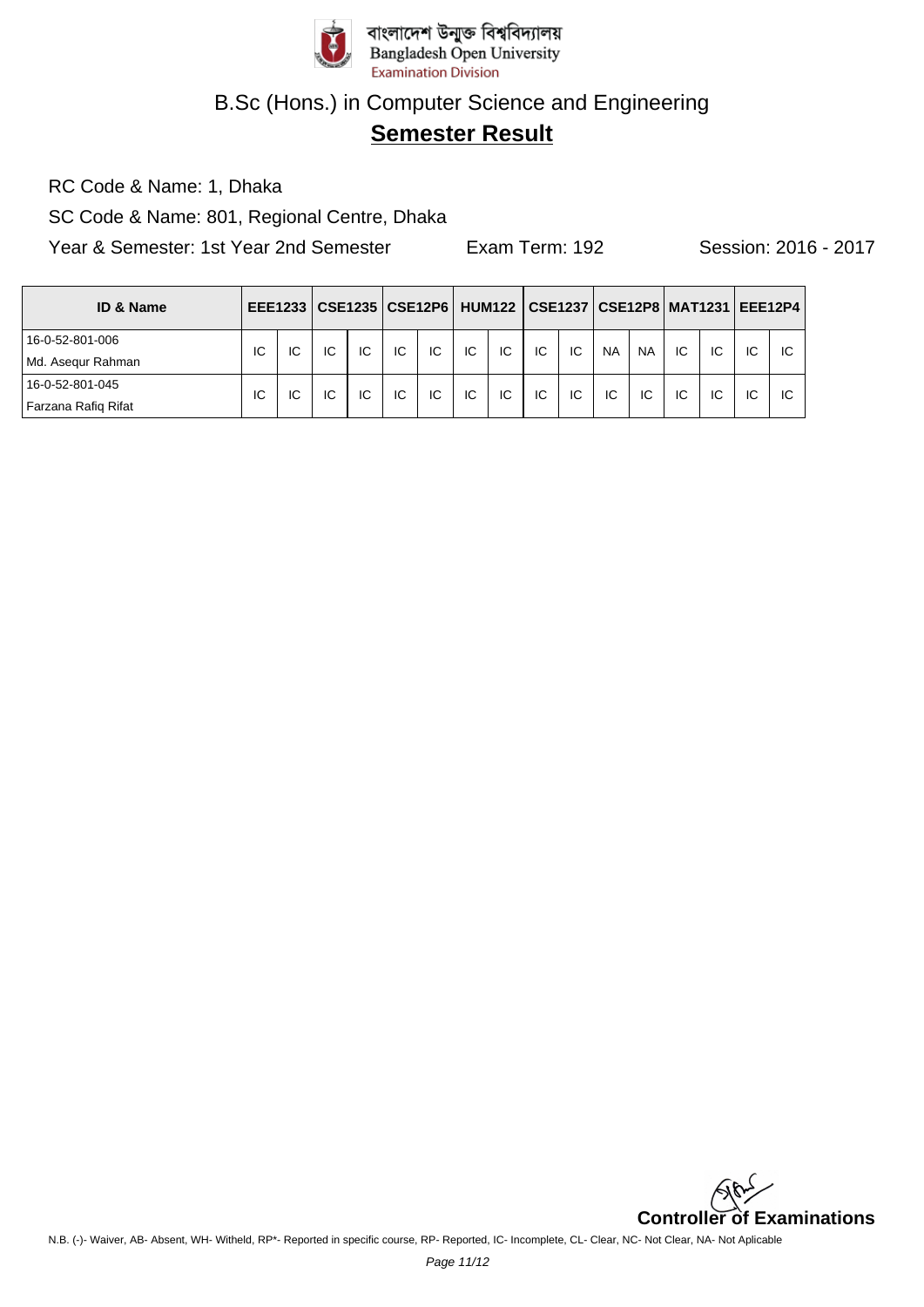বাংলাদেশ উন্মুক্ত বিশ্ববিদ্যালয়
Bangladesh Open University
Examination Division

# B.Sc (Hons.) in Computer Science and Engineering

## Semester Result

RC Code & Name: 1, Dhaka

SC Code & Name: 801, Regional Centre, Dhaka

Year & Semester: 1st Year 2nd Semester    Exam Term: 192    Session: 2016 - 2017

| ID & Name | EEE1233 | | CSE1235 | | CSE12P6 | | HUM122 | | CSE1237 | | CSE12P8 | | MAT1231 | | EEE12P4 | |
|---|---|---|---|---|---|---|---|---|---|---|---|---|---|---|---|---|
| 16-0-52-801-006 Md. Asequr Rahman | IC | IC | IC | IC | IC | IC | IC | IC | IC | IC | NA | NA | IC | IC | IC | IC |
| 16-0-52-801-045 Farzana Rafiq Rifat | IC | IC | IC | IC | IC | IC | IC | IC | IC | IC | IC | IC | IC | IC | IC | IC |

**Controller of Examinations**

N.B. (-)- Waiver, AB- Absent, WH- Witheld, RP*- Reported in specific course, RP- Reported, IC- Incomplete, CL- Clear, NC- Not Clear, NA- Not Aplicable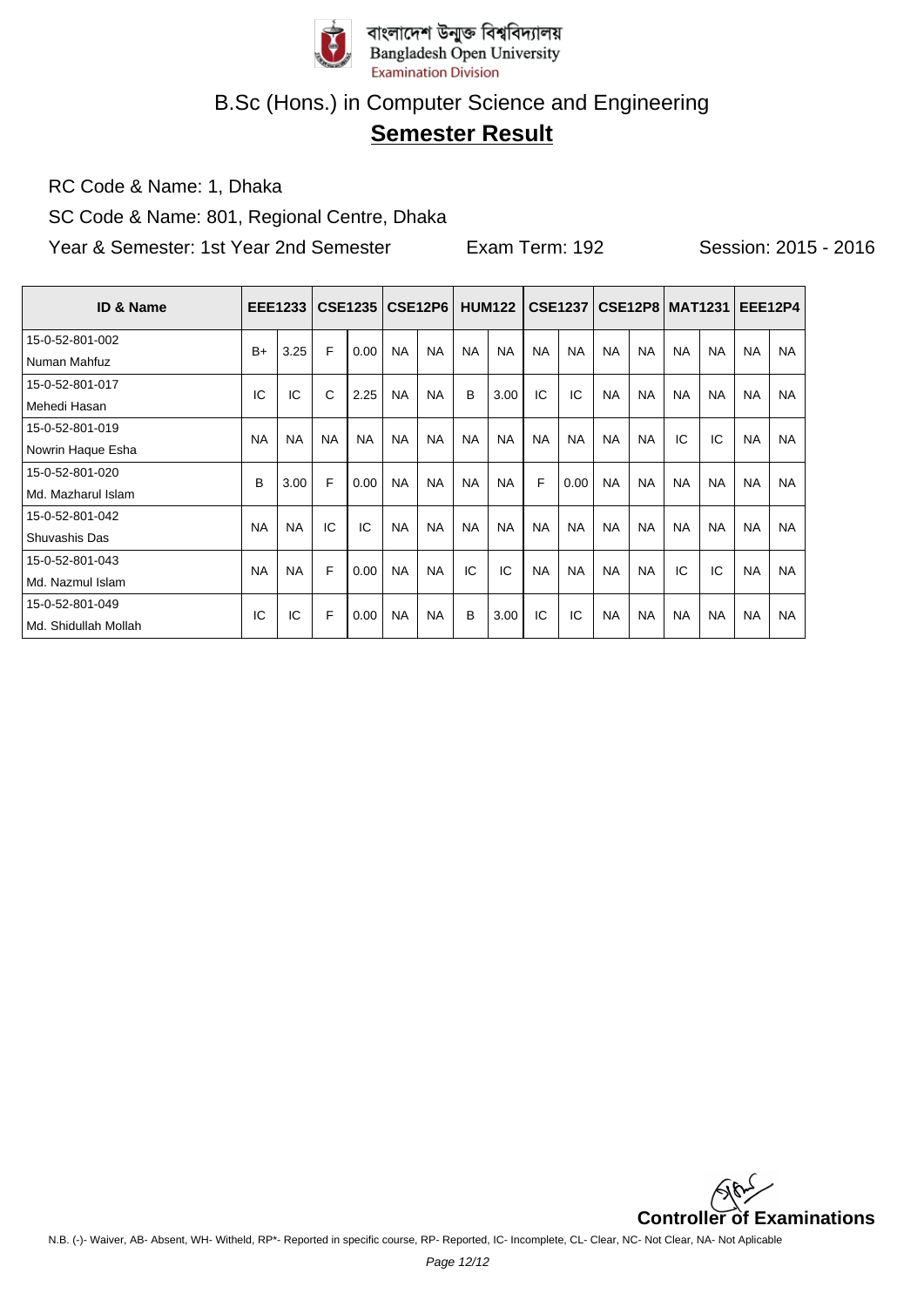বাংলাদেশ উন্মুক্ত বিশ্ববিদ্যালয়

Bangladesh Open University

Examination Division

# B.Sc (Hons.) in Computer Science and Engineering

## Semester Result

RC Code & Name: 1, Dhaka

SC Code & Name: 801, Regional Centre, Dhaka

Year & Semester: 1st Year 2nd Semester    Exam Term: 192    Session: 2015 - 2016

| ID & Name | EEE1233 | | CSE1235 | | CSE12P6 | | HUM122 | | CSE1237 | | CSE12P8 | | MAT1231 | | EEE12P4 | |
|---|---|---|---|---|---|---|---|---|---|---|---|---|---|---|---|---|
| 15-0-52-801-002 Numan Mahfuz | B+ | 3.25 | F | 0.00 | NA | NA | NA | NA | NA | NA | NA | NA | NA | NA | NA | NA |
| 15-0-52-801-017 Mehedi Hasan | IC | IC | C | 2.25 | NA | NA | B | 3.00 | IC | IC | NA | NA | NA | NA | NA | NA |
| 15-0-52-801-019 Nowrin Haque Esha | NA | NA | NA | NA | NA | NA | NA | NA | NA | NA | NA | NA | IC | IC | NA | NA |
| 15-0-52-801-020 Md. Mazharul Islam | B | 3.00 | F | 0.00 | NA | NA | NA | NA | F | 0.00 | NA | NA | NA | NA | NA | NA |
| 15-0-52-801-042 Shuvashis Das | NA | NA | IC | IC | NA | NA | NA | NA | NA | NA | NA | NA | NA | NA | NA | NA |
| 15-0-52-801-043 Md. Nazmul Islam | NA | NA | F | 0.00 | NA | NA | IC | IC | NA | NA | NA | NA | IC | IC | NA | NA |
| 15-0-52-801-049 Md. Shidullah Mollah | IC | IC | F | 0.00 | NA | NA | B | 3.00 | IC | IC | NA | NA | NA | NA | NA | NA |

**Controller of Examinations**

N.B. (-)- Waiver, AB- Absent, WH- Witheld, RP*- Reported in specific course, RP- Reported, IC- Incomplete, CL- Clear, NC- Not Clear, NA- Not Aplicable